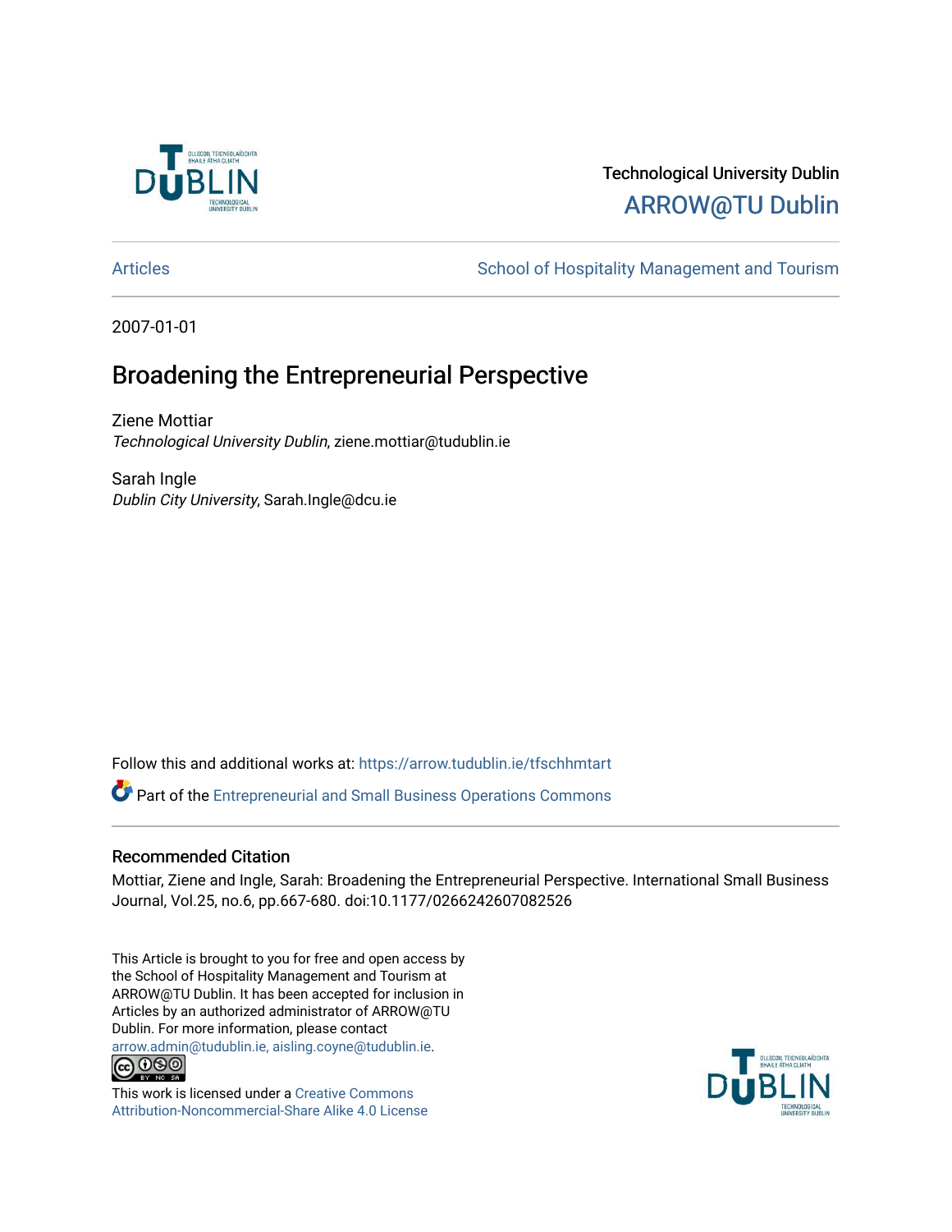Technological University Dublin

ARROW@TU Dublin

Articles | School of Hospitality Management and Tourism

2007-01-01

# Broadening the Entrepreneurial Perspective

Ziene Mottiar
*Technological University Dublin*, ziene.mottiar@tudublin.ie

Sarah Ingle
*Dublin City University*, Sarah.Ingle@dcu.ie

Follow this and additional works at: https://arrow.tudublin.ie/tfschhmtart

Part of the Entrepreneurial and Small Business Operations Commons

## Recommended Citation

Mottiar, Ziene and Ingle, Sarah: Broadening the Entrepreneurial Perspective. International Small Business Journal, Vol.25, no.6, pp.667-680. doi:10.1177/0266242607082526

This Article is brought to you for free and open access by the School of Hospitality Management and Tourism at ARROW@TU Dublin. It has been accepted for inclusion in Articles by an authorized administrator of ARROW@TU Dublin. For more information, please contact arrow.admin@tudublin.ie, aisling.coyne@tudublin.ie.

This work is licensed under a Creative Commons Attribution-Noncommercial-Share Alike 4.0 License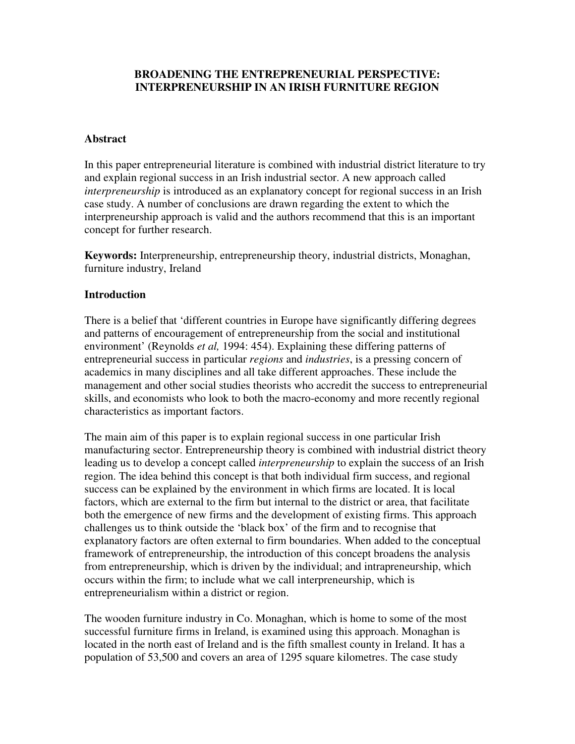**BROADENING THE ENTREPRENEURIAL PERSPECTIVE: INTERPRENEURSHIP IN AN IRISH FURNITURE REGION**

## Abstract

In this paper entrepreneurial literature is combined with industrial district literature to try and explain regional success in an Irish industrial sector. A new approach called *interpreneurship* is introduced as an explanatory concept for regional success in an Irish case study. A number of conclusions are drawn regarding the extent to which the interpreneurship approach is valid and the authors recommend that this is an important concept for further research.

**Keywords:** Interpreneurship, entrepreneurship theory, industrial districts, Monaghan, furniture industry, Ireland

## Introduction

There is a belief that 'different countries in Europe have significantly differing degrees and patterns of encouragement of entrepreneurship from the social and institutional environment' (Reynolds *et al,* 1994: 454). Explaining these differing patterns of entrepreneurial success in particular *regions* and *industries*, is a pressing concern of academics in many disciplines and all take different approaches. These include the management and other social studies theorists who accredit the success to entrepreneurial skills, and economists who look to both the macro-economy and more recently regional characteristics as important factors.

The main aim of this paper is to explain regional success in one particular Irish manufacturing sector. Entrepreneurship theory is combined with industrial district theory leading us to develop a concept called *interpreneurship* to explain the success of an Irish region. The idea behind this concept is that both individual firm success, and regional success can be explained by the environment in which firms are located. It is local factors, which are external to the firm but internal to the district or area, that facilitate both the emergence of new firms and the development of existing firms. This approach challenges us to think outside the 'black box' of the firm and to recognise that explanatory factors are often external to firm boundaries. When added to the conceptual framework of entrepreneurship, the introduction of this concept broadens the analysis from entrepreneurship, which is driven by the individual; and intrapreneurship, which occurs within the firm; to include what we call interpreneurship, which is entrepreneurialism within a district or region.

The wooden furniture industry in Co. Monaghan, which is home to some of the most successful furniture firms in Ireland, is examined using this approach. Monaghan is located in the north east of Ireland and is the fifth smallest county in Ireland. It has a population of 53,500 and covers an area of 1295 square kilometres. The case study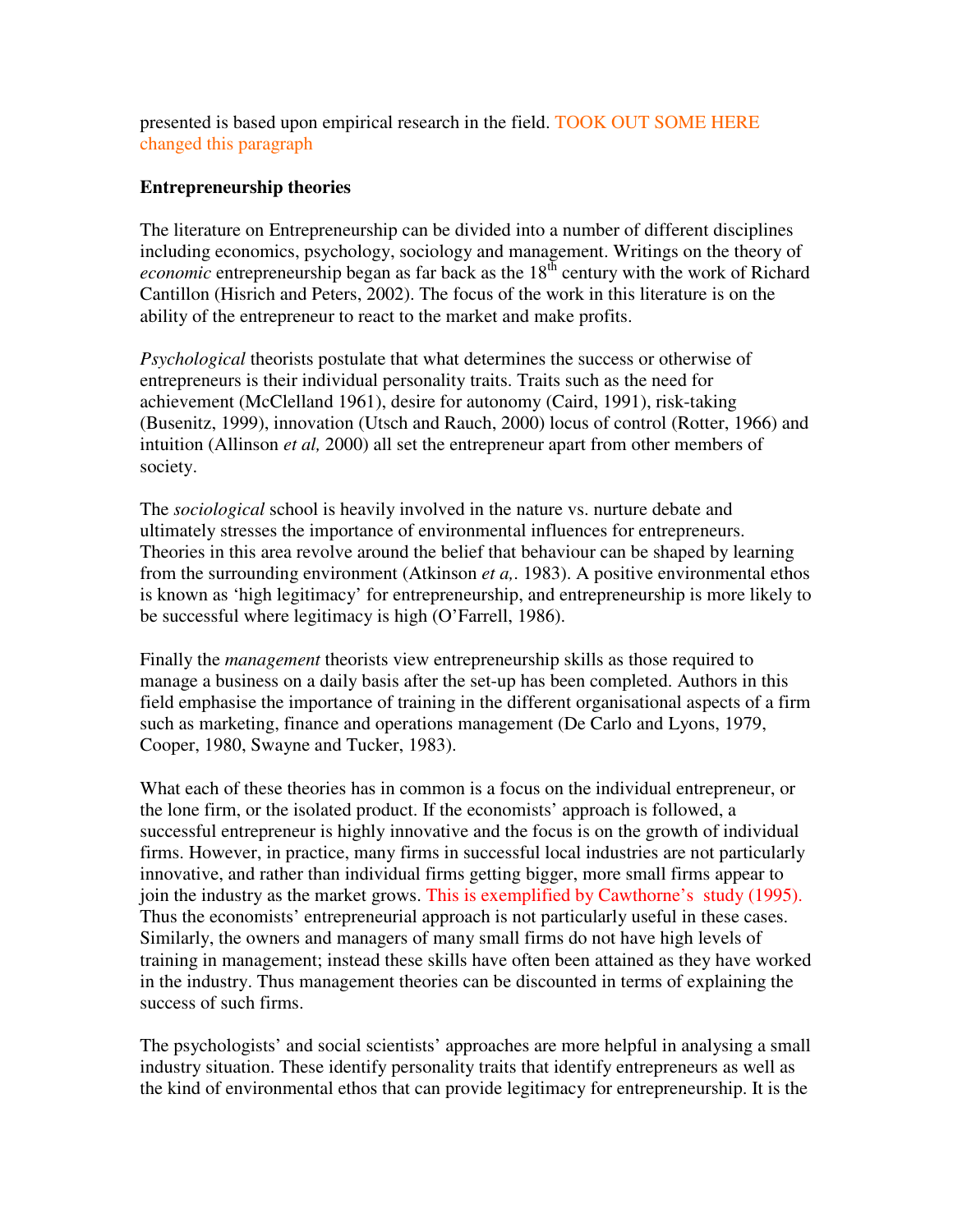presented is based upon empirical research in the field. TOOK OUT SOME HERE changed this paragraph

**Entrepreneurship theories**

The literature on Entrepreneurship can be divided into a number of different disciplines including economics, psychology, sociology and management. Writings on the theory of *economic* entrepreneurship began as far back as the 18th century with the work of Richard Cantillon (Hisrich and Peters, 2002). The focus of the work in this literature is on the ability of the entrepreneur to react to the market and make profits.

*Psychological* theorists postulate that what determines the success or otherwise of entrepreneurs is their individual personality traits. Traits such as the need for achievement (McClelland 1961), desire for autonomy (Caird, 1991), risk-taking (Busenitz, 1999), innovation (Utsch and Rauch, 2000) locus of control (Rotter, 1966) and intuition (Allinson *et al,* 2000) all set the entrepreneur apart from other members of society.

The *sociological* school is heavily involved in the nature vs. nurture debate and ultimately stresses the importance of environmental influences for entrepreneurs. Theories in this area revolve around the belief that behaviour can be shaped by learning from the surrounding environment (Atkinson *et a,.* 1983). A positive environmental ethos is known as 'high legitimacy' for entrepreneurship, and entrepreneurship is more likely to be successful where legitimacy is high (O'Farrell, 1986).

Finally the *management* theorists view entrepreneurship skills as those required to manage a business on a daily basis after the set-up has been completed. Authors in this field emphasise the importance of training in the different organisational aspects of a firm such as marketing, finance and operations management (De Carlo and Lyons, 1979, Cooper, 1980, Swayne and Tucker, 1983).

What each of these theories has in common is a focus on the individual entrepreneur, or the lone firm, or the isolated product. If the economists' approach is followed, a successful entrepreneur is highly innovative and the focus is on the growth of individual firms. However, in practice, many firms in successful local industries are not particularly innovative, and rather than individual firms getting bigger, more small firms appear to join the industry as the market grows. This is exemplified by Cawthorne's study (1995). Thus the economists' entrepreneurial approach is not particularly useful in these cases. Similarly, the owners and managers of many small firms do not have high levels of training in management; instead these skills have often been attained as they have worked in the industry. Thus management theories can be discounted in terms of explaining the success of such firms.

The psychologists' and social scientists' approaches are more helpful in analysing a small industry situation. These identify personality traits that identify entrepreneurs as well as the kind of environmental ethos that can provide legitimacy for entrepreneurship. It is the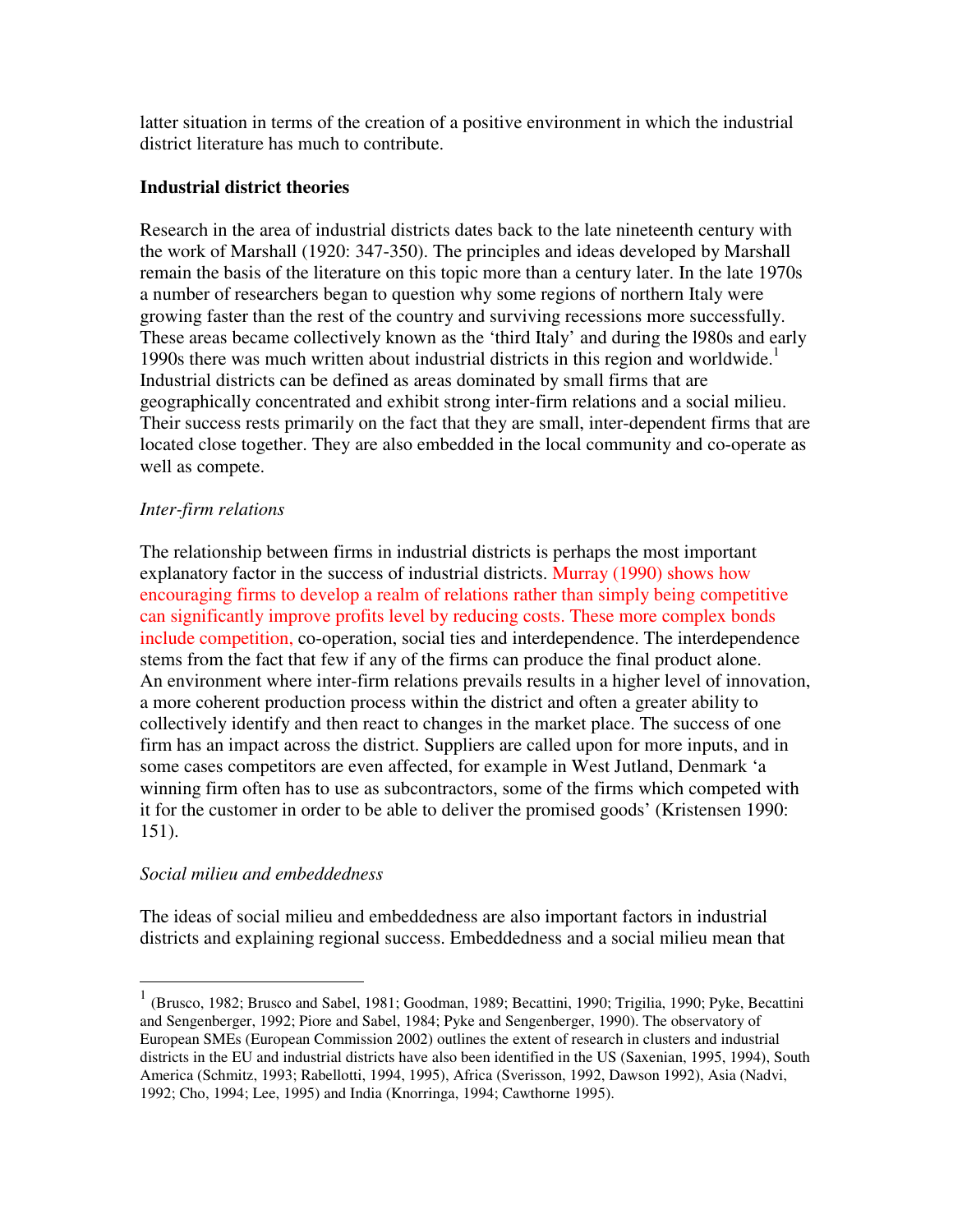latter situation in terms of the creation of a positive environment in which the industrial district literature has much to contribute.

**Industrial district theories**

Research in the area of industrial districts dates back to the late nineteenth century with the work of Marshall (1920: 347-350). The principles and ideas developed by Marshall remain the basis of the literature on this topic more than a century later. In the late 1970s a number of researchers began to question why some regions of northern Italy were growing faster than the rest of the country and surviving recessions more successfully. These areas became collectively known as the 'third Italy' and during the l980s and early 1990s there was much written about industrial districts in this region and worldwide.[1] Industrial districts can be defined as areas dominated by small firms that are geographically concentrated and exhibit strong inter-firm relations and a social milieu. Their success rests primarily on the fact that they are small, inter-dependent firms that are located close together. They are also embedded in the local community and co-operate as well as compete.

*Inter-firm relations*

The relationship between firms in industrial districts is perhaps the most important explanatory factor in the success of industrial districts. Murray (1990) shows how encouraging firms to develop a realm of relations rather than simply being competitive can significantly improve profits level by reducing costs. These more complex bonds include competition, co-operation, social ties and interdependence. The interdependence stems from the fact that few if any of the firms can produce the final product alone. An environment where inter-firm relations prevails results in a higher level of innovation, a more coherent production process within the district and often a greater ability to collectively identify and then react to changes in the market place. The success of one firm has an impact across the district. Suppliers are called upon for more inputs, and in some cases competitors are even affected, for example in West Jutland, Denmark 'a winning firm often has to use as subcontractors, some of the firms which competed with it for the customer in order to be able to deliver the promised goods' (Kristensen 1990: 151).

*Social milieu and embeddedness*

The ideas of social milieu and embeddedness are also important factors in industrial districts and explaining regional success. Embeddedness and a social milieu mean that

[1] (Brusco, 1982; Brusco and Sabel, 1981; Goodman, 1989; Becattini, 1990; Trigilia, 1990; Pyke, Becattini and Sengenberger, 1992; Piore and Sabel, 1984; Pyke and Sengenberger, 1990). The observatory of European SMEs (European Commission 2002) outlines the extent of research in clusters and industrial districts in the EU and industrial districts have also been identified in the US (Saxenian, 1995, 1994), South America (Schmitz, 1993; Rabellotti, 1994, 1995), Africa (Sverisson, 1992, Dawson 1992), Asia (Nadvi, 1992; Cho, 1994; Lee, 1995) and India (Knorringa, 1994; Cawthorne 1995).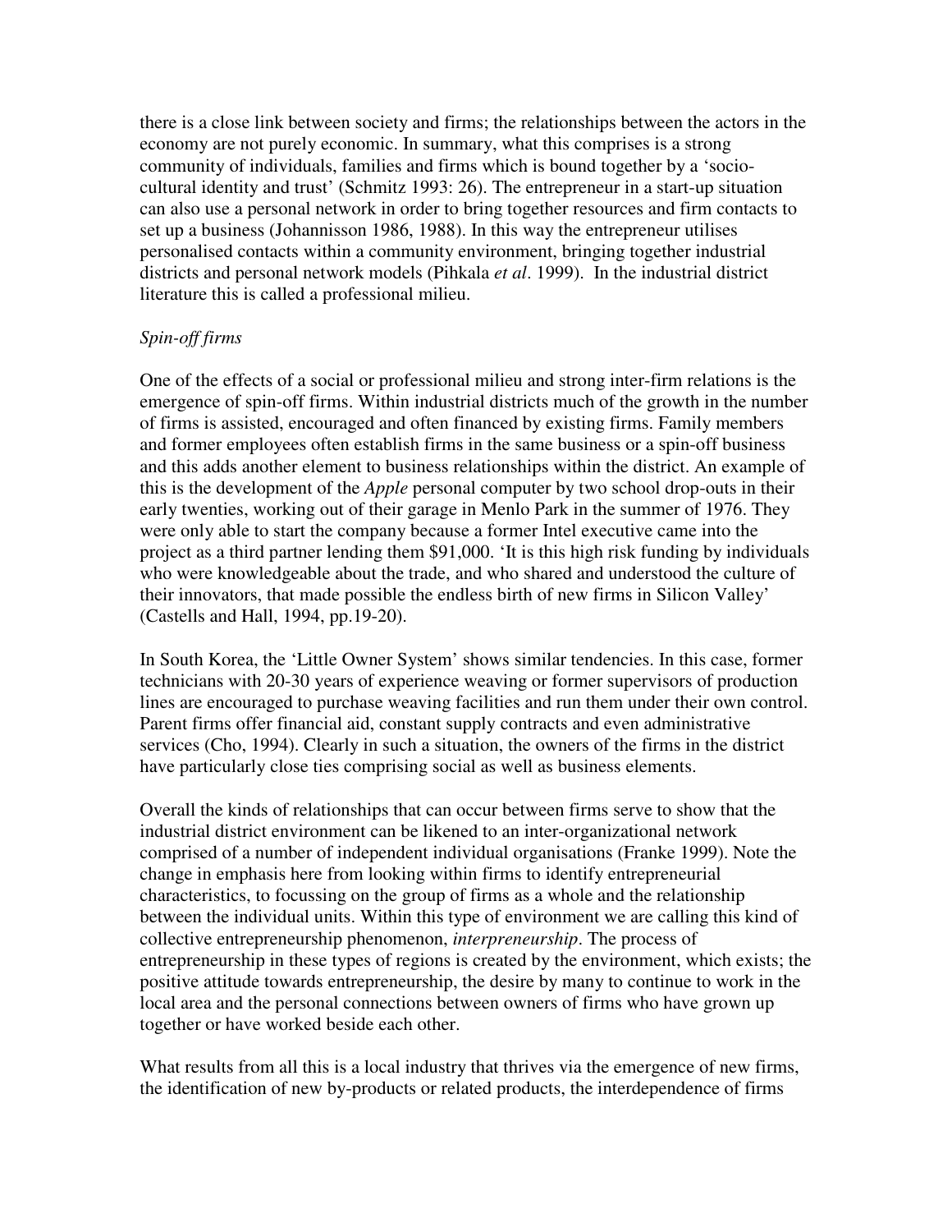there is a close link between society and firms; the relationships between the actors in the economy are not purely economic. In summary, what this comprises is a strong community of individuals, families and firms which is bound together by a 'socio-cultural identity and trust' (Schmitz 1993: 26). The entrepreneur in a start-up situation can also use a personal network in order to bring together resources and firm contacts to set up a business (Johannisson 1986, 1988). In this way the entrepreneur utilises personalised contacts within a community environment, bringing together industrial districts and personal network models (Pihkala *et al*. 1999). In the industrial district literature this is called a professional milieu.

*Spin-off firms*

One of the effects of a social or professional milieu and strong inter-firm relations is the emergence of spin-off firms. Within industrial districts much of the growth in the number of firms is assisted, encouraged and often financed by existing firms. Family members and former employees often establish firms in the same business or a spin-off business and this adds another element to business relationships within the district. An example of this is the development of the *Apple* personal computer by two school drop-outs in their early twenties, working out of their garage in Menlo Park in the summer of 1976. They were only able to start the company because a former Intel executive came into the project as a third partner lending them $91,000. 'It is this high risk funding by individuals who were knowledgeable about the trade, and who shared and understood the culture of their innovators, that made possible the endless birth of new firms in Silicon Valley' (Castells and Hall, 1994, pp.19-20).

In South Korea, the 'Little Owner System' shows similar tendencies. In this case, former technicians with 20-30 years of experience weaving or former supervisors of production lines are encouraged to purchase weaving facilities and run them under their own control. Parent firms offer financial aid, constant supply contracts and even administrative services (Cho, 1994). Clearly in such a situation, the owners of the firms in the district have particularly close ties comprising social as well as business elements.

Overall the kinds of relationships that can occur between firms serve to show that the industrial district environment can be likened to an inter-organizational network comprised of a number of independent individual organisations (Franke 1999). Note the change in emphasis here from looking within firms to identify entrepreneurial characteristics, to focussing on the group of firms as a whole and the relationship between the individual units. Within this type of environment we are calling this kind of collective entrepreneurship phenomenon, *interpreneurship*. The process of entrepreneurship in these types of regions is created by the environment, which exists; the positive attitude towards entrepreneurship, the desire by many to continue to work in the local area and the personal connections between owners of firms who have grown up together or have worked beside each other.

What results from all this is a local industry that thrives via the emergence of new firms, the identification of new by-products or related products, the interdependence of firms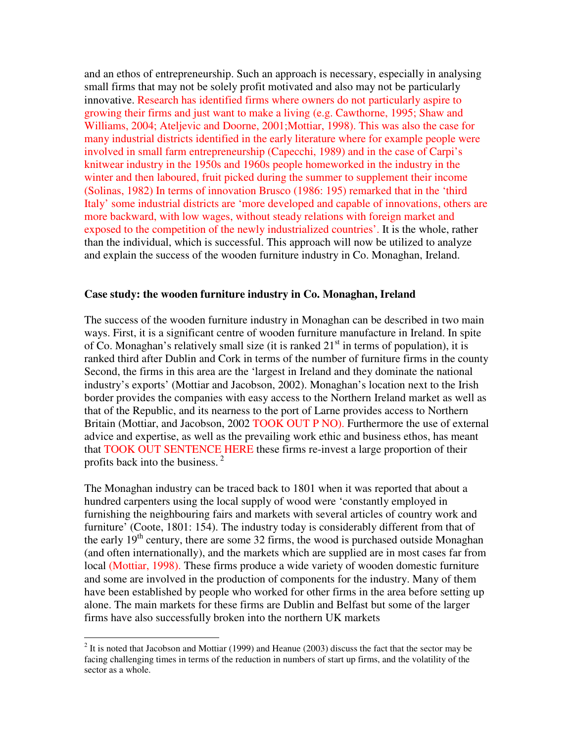and an ethos of entrepreneurship. Such an approach is necessary, especially in analysing small firms that may not be solely profit motivated and also may not be particularly innovative. Research has identified firms where owners do not particularly aspire to growing their firms and just want to make a living (e.g. Cawthorne, 1995; Shaw and Williams, 2004; Ateljevic and Doorne, 2001;Mottiar, 1998). This was also the case for many industrial districts identified in the early literature where for example people were involved in small farm entrepreneurship (Capecchi, 1989) and in the case of Carpi's knitwear industry in the 1950s and 1960s people homeworked in the industry in the winter and then laboured, fruit picked during the summer to supplement their income (Solinas, 1982) In terms of innovation Brusco (1986: 195) remarked that in the 'third Italy' some industrial districts are 'more developed and capable of innovations, others are more backward, with low wages, without steady relations with foreign market and exposed to the competition of the newly industrialized countries'. It is the whole, rather than the individual, which is successful. This approach will now be utilized to analyze and explain the success of the wooden furniture industry in Co. Monaghan, Ireland.

**Case study: the wooden furniture industry in Co. Monaghan, Ireland**

The success of the wooden furniture industry in Monaghan can be described in two main ways. First, it is a significant centre of wooden furniture manufacture in Ireland. In spite of Co. Monaghan's relatively small size (it is ranked 21st in terms of population), it is ranked third after Dublin and Cork in terms of the number of furniture firms in the county Second, the firms in this area are the 'largest in Ireland and they dominate the national industry's exports' (Mottiar and Jacobson, 2002). Monaghan's location next to the Irish border provides the companies with easy access to the Northern Ireland market as well as that of the Republic, and its nearness to the port of Larne provides access to Northern Britain (Mottiar, and Jacobson, 2002 TOOK OUT P NO). Furthermore the use of external advice and expertise, as well as the prevailing work ethic and business ethos, has meant that TOOK OUT SENTENCE HERE these firms re-invest a large proportion of their profits back into the business. [2]

The Monaghan industry can be traced back to 1801 when it was reported that about a hundred carpenters using the local supply of wood were 'constantly employed in furnishing the neighbouring fairs and markets with several articles of country work and furniture' (Coote, 1801: 154). The industry today is considerably different from that of the early 19th century, there are some 32 firms, the wood is purchased outside Monaghan (and often internationally), and the markets which are supplied are in most cases far from local (Mottiar, 1998). These firms produce a wide variety of wooden domestic furniture and some are involved in the production of components for the industry. Many of them have been established by people who worked for other firms in the area before setting up alone. The main markets for these firms are Dublin and Belfast but some of the larger firms have also successfully broken into the northern UK markets

[2] It is noted that Jacobson and Mottiar (1999) and Heanue (2003) discuss the fact that the sector may be facing challenging times in terms of the reduction in numbers of start up firms, and the volatility of the sector as a whole.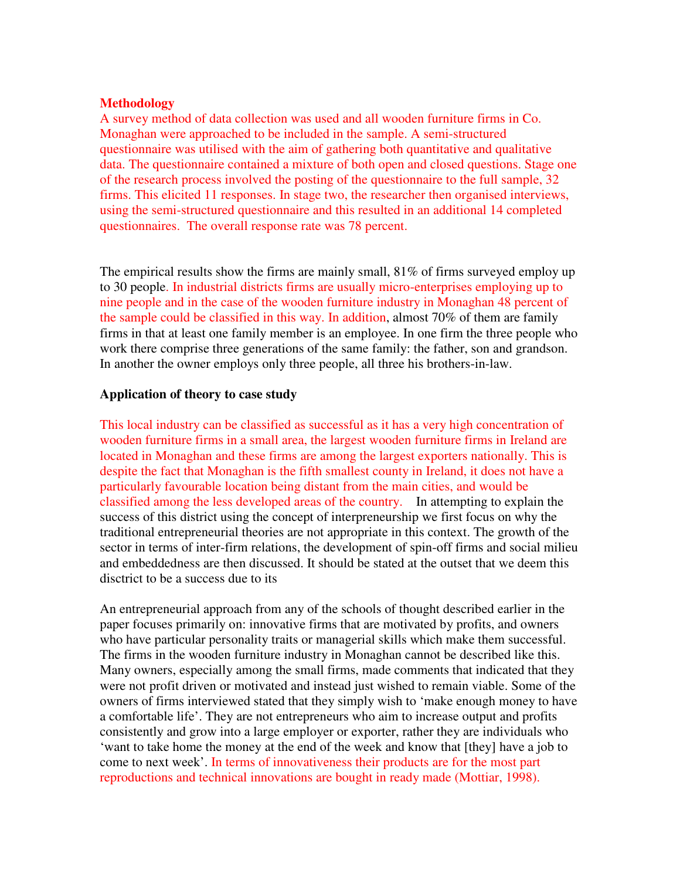**Methodology**

A survey method of data collection was used and all wooden furniture firms in Co. Monaghan were approached to be included in the sample. A semi-structured questionnaire was utilised with the aim of gathering both quantitative and qualitative data. The questionnaire contained a mixture of both open and closed questions. Stage one of the research process involved the posting of the questionnaire to the full sample, 32 firms. This elicited 11 responses. In stage two, the researcher then organised interviews, using the semi-structured questionnaire and this resulted in an additional 14 completed questionnaires. The overall response rate was 78 percent.

The empirical results show the firms are mainly small, 81% of firms surveyed employ up to 30 people. In industrial districts firms are usually micro-enterprises employing up to nine people and in the case of the wooden furniture industry in Monaghan 48 percent of the sample could be classified in this way. In addition, almost 70% of them are family firms in that at least one family member is an employee. In one firm the three people who work there comprise three generations of the same family: the father, son and grandson. In another the owner employs only three people, all three his brothers-in-law.

**Application of theory to case study**

This local industry can be classified as successful as it has a very high concentration of wooden furniture firms in a small area, the largest wooden furniture firms in Ireland are located in Monaghan and these firms are among the largest exporters nationally. This is despite the fact that Monaghan is the fifth smallest county in Ireland, it does not have a particularly favourable location being distant from the main cities, and would be classified among the less developed areas of the country. In attempting to explain the success of this district using the concept of interpreneurship we first focus on why the traditional entrepreneurial theories are not appropriate in this context. The growth of the sector in terms of inter-firm relations, the development of spin-off firms and social milieu and embeddedness are then discussed. It should be stated at the outset that we deem this disctrict to be a success due to its

An entrepreneurial approach from any of the schools of thought described earlier in the paper focuses primarily on: innovative firms that are motivated by profits, and owners who have particular personality traits or managerial skills which make them successful. The firms in the wooden furniture industry in Monaghan cannot be described like this. Many owners, especially among the small firms, made comments that indicated that they were not profit driven or motivated and instead just wished to remain viable. Some of the owners of firms interviewed stated that they simply wish to 'make enough money to have a comfortable life'. They are not entrepreneurs who aim to increase output and profits consistently and grow into a large employer or exporter, rather they are individuals who 'want to take home the money at the end of the week and know that [they] have a job to come to next week'. In terms of innovativeness their products are for the most part reproductions and technical innovations are bought in ready made (Mottiar, 1998).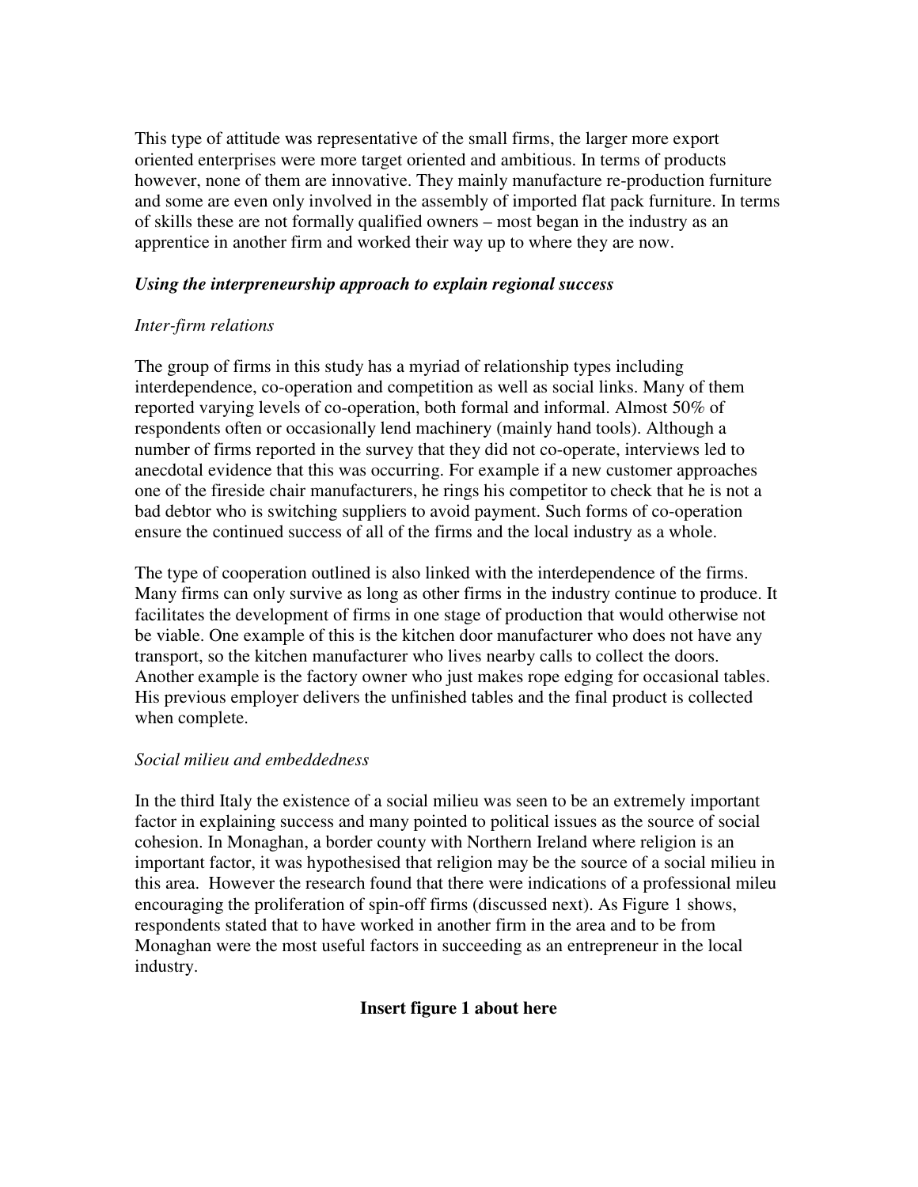This type of attitude was representative of the small firms, the larger more export oriented enterprises were more target oriented and ambitious. In terms of products however, none of them are innovative. They mainly manufacture re-production furniture and some are even only involved in the assembly of imported flat pack furniture. In terms of skills these are not formally qualified owners – most began in the industry as an apprentice in another firm and worked their way up to where they are now.

***Using the interpreneurship approach to explain regional success***

*Inter-firm relations*

The group of firms in this study has a myriad of relationship types including interdependence, co-operation and competition as well as social links. Many of them reported varying levels of co-operation, both formal and informal. Almost 50% of respondents often or occasionally lend machinery (mainly hand tools). Although a number of firms reported in the survey that they did not co-operate, interviews led to anecdotal evidence that this was occurring. For example if a new customer approaches one of the fireside chair manufacturers, he rings his competitor to check that he is not a bad debtor who is switching suppliers to avoid payment. Such forms of co-operation ensure the continued success of all of the firms and the local industry as a whole.

The type of cooperation outlined is also linked with the interdependence of the firms. Many firms can only survive as long as other firms in the industry continue to produce. It facilitates the development of firms in one stage of production that would otherwise not be viable. One example of this is the kitchen door manufacturer who does not have any transport, so the kitchen manufacturer who lives nearby calls to collect the doors. Another example is the factory owner who just makes rope edging for occasional tables. His previous employer delivers the unfinished tables and the final product is collected when complete.

*Social milieu and embeddedness*

In the third Italy the existence of a social milieu was seen to be an extremely important factor in explaining success and many pointed to political issues as the source of social cohesion. In Monaghan, a border county with Northern Ireland where religion is an important factor, it was hypothesised that religion may be the source of a social milieu in this area. However the research found that there were indications of a professional mileu encouraging the proliferation of spin-off firms (discussed next). As Figure 1 shows, respondents stated that to have worked in another firm in the area and to be from Monaghan were the most useful factors in succeeding as an entrepreneur in the local industry.

**Insert figure 1 about here**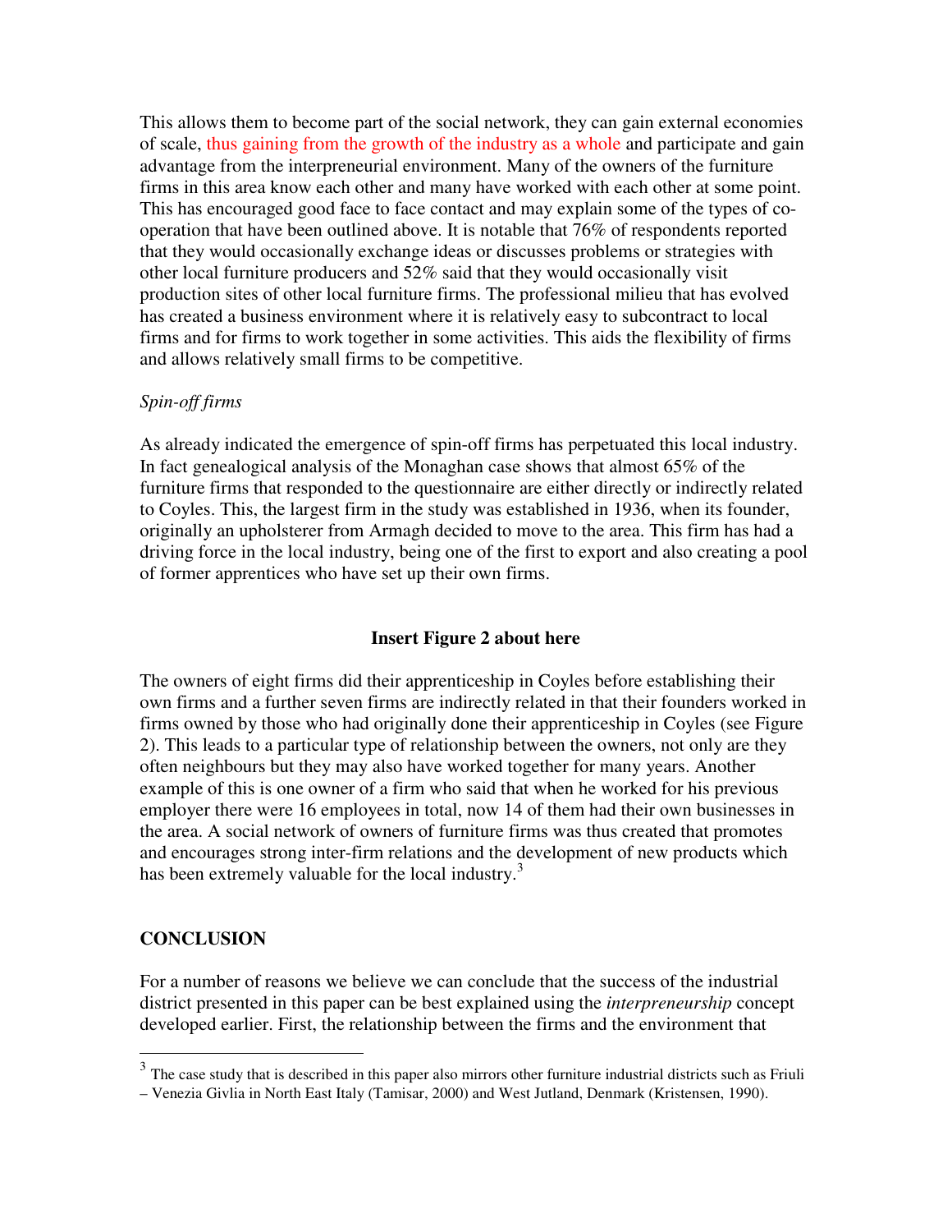This allows them to become part of the social network, they can gain external economies of scale, thus gaining from the growth of the industry as a whole and participate and gain advantage from the interpreneurial environment. Many of the owners of the furniture firms in this area know each other and many have worked with each other at some point. This has encouraged good face to face contact and may explain some of the types of co-operation that have been outlined above. It is notable that 76% of respondents reported that they would occasionally exchange ideas or discusses problems or strategies with other local furniture producers and 52% said that they would occasionally visit production sites of other local furniture firms. The professional milieu that has evolved has created a business environment where it is relatively easy to subcontract to local firms and for firms to work together in some activities. This aids the flexibility of firms and allows relatively small firms to be competitive.

*Spin-off firms*

As already indicated the emergence of spin-off firms has perpetuated this local industry. In fact genealogical analysis of the Monaghan case shows that almost 65% of the furniture firms that responded to the questionnaire are either directly or indirectly related to Coyles. This, the largest firm in the study was established in 1936, when its founder, originally an upholsterer from Armagh decided to move to the area. This firm has had a driving force in the local industry, being one of the first to export and also creating a pool of former apprentices who have set up their own firms.

**Insert Figure 2 about here**

The owners of eight firms did their apprenticeship in Coyles before establishing their own firms and a further seven firms are indirectly related in that their founders worked in firms owned by those who had originally done their apprenticeship in Coyles (see Figure 2). This leads to a particular type of relationship between the owners, not only are they often neighbours but they may also have worked together for many years. Another example of this is one owner of a firm who said that when he worked for his previous employer there were 16 employees in total, now 14 of them had their own businesses in the area. A social network of owners of furniture firms was thus created that promotes and encourages strong inter-firm relations and the development of new products which has been extremely valuable for the local industry.[3]

## CONCLUSION

For a number of reasons we believe we can conclude that the success of the industrial district presented in this paper can be best explained using the *interpreneurship* concept developed earlier. First, the relationship between the firms and the environment that

[3] The case study that is described in this paper also mirrors other furniture industrial districts such as Friuli – Venezia Givlia in North East Italy (Tamisar, 2000) and West Jutland, Denmark (Kristensen, 1990).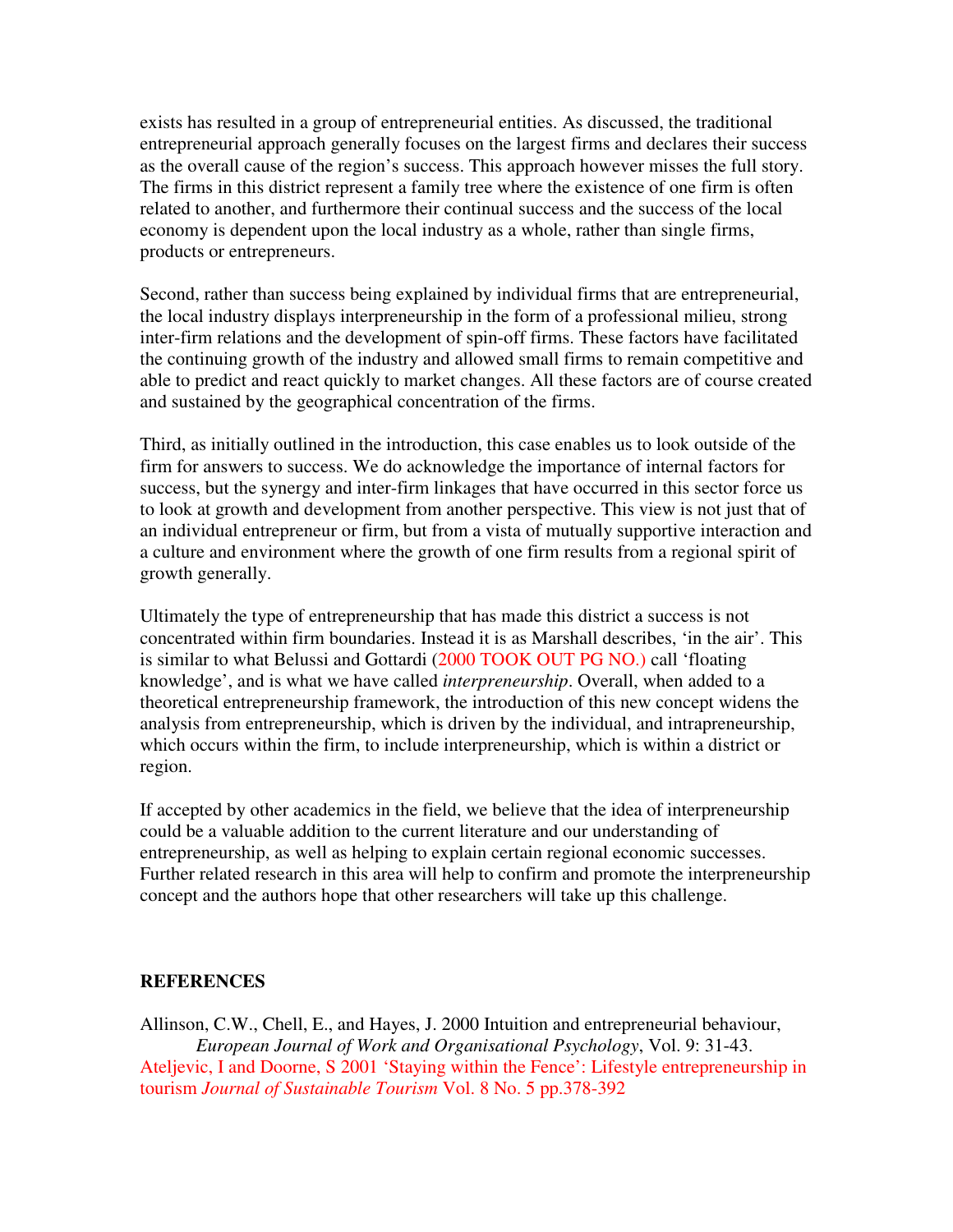exists has resulted in a group of entrepreneurial entities. As discussed, the traditional entrepreneurial approach generally focuses on the largest firms and declares their success as the overall cause of the region's success. This approach however misses the full story. The firms in this district represent a family tree where the existence of one firm is often related to another, and furthermore their continual success and the success of the local economy is dependent upon the local industry as a whole, rather than single firms, products or entrepreneurs.

Second, rather than success being explained by individual firms that are entrepreneurial, the local industry displays interpreneurship in the form of a professional milieu, strong inter-firm relations and the development of spin-off firms. These factors have facilitated the continuing growth of the industry and allowed small firms to remain competitive and able to predict and react quickly to market changes. All these factors are of course created and sustained by the geographical concentration of the firms.

Third, as initially outlined in the introduction, this case enables us to look outside of the firm for answers to success. We do acknowledge the importance of internal factors for success, but the synergy and inter-firm linkages that have occurred in this sector force us to look at growth and development from another perspective. This view is not just that of an individual entrepreneur or firm, but from a vista of mutually supportive interaction and a culture and environment where the growth of one firm results from a regional spirit of growth generally.

Ultimately the type of entrepreneurship that has made this district a success is not concentrated within firm boundaries. Instead it is as Marshall describes, 'in the air'. This is similar to what Belussi and Gottardi (2000 TOOK OUT PG NO.) call 'floating knowledge', and is what we have called *interpreneurship*. Overall, when added to a theoretical entrepreneurship framework, the introduction of this new concept widens the analysis from entrepreneurship, which is driven by the individual, and intrapreneurship, which occurs within the firm, to include interpreneurship, which is within a district or region.

If accepted by other academics in the field, we believe that the idea of interpreneurship could be a valuable addition to the current literature and our understanding of entrepreneurship, as well as helping to explain certain regional economic successes. Further related research in this area will help to confirm and promote the interpreneurship concept and the authors hope that other researchers will take up this challenge.

## REFERENCES

Allinson, C.W., Chell, E., and Hayes, J. 2000 Intuition and entrepreneurial behaviour, *European Journal of Work and Organisational Psychology*, Vol. 9: 31-43.

Ateljevic, I and Doorne, S 2001 'Staying within the Fence': Lifestyle entrepreneurship in tourism *Journal of Sustainable Tourism* Vol. 8 No. 5 pp.378-392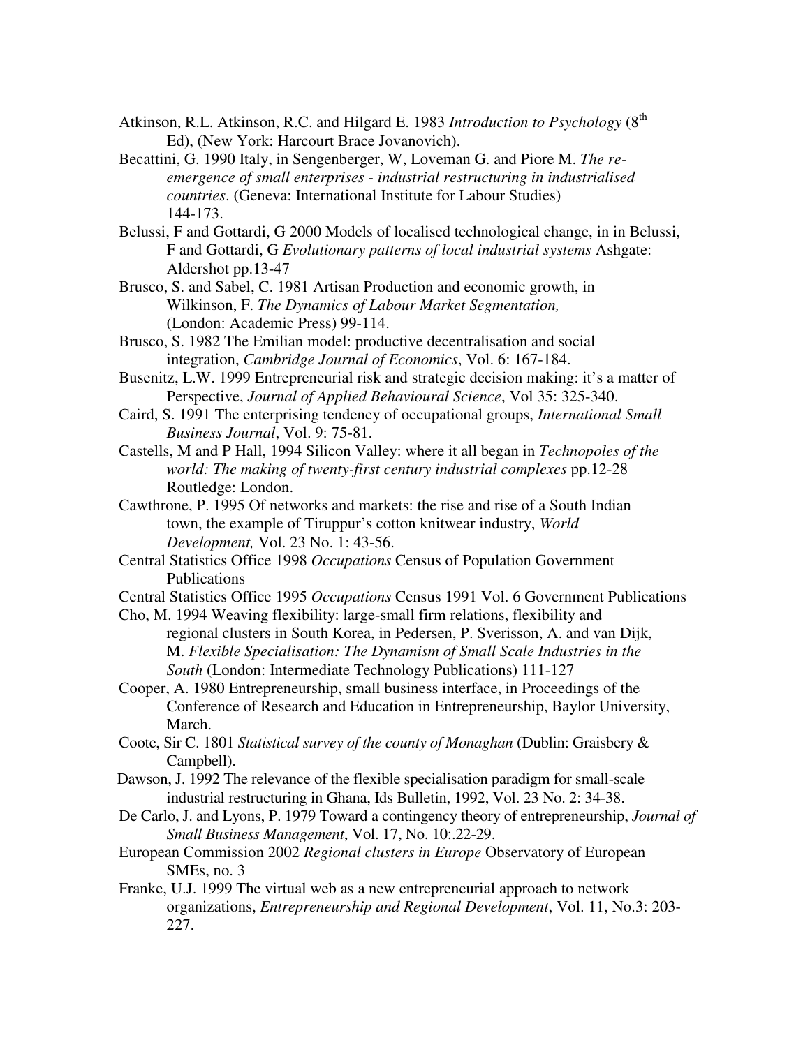Atkinson, R.L. Atkinson, R.C. and Hilgard E. 1983 *Introduction to Psychology* (8th Ed), (New York: Harcourt Brace Jovanovich).

Becattini, G. 1990 Italy, in Sengenberger, W, Loveman G. and Piore M. *The re-emergence of small enterprises - industrial restructuring in industrialised countries*. (Geneva: International Institute for Labour Studies) 144-173.

Belussi, F and Gottardi, G 2000 Models of localised technological change, in in Belussi, F and Gottardi, G *Evolutionary patterns of local industrial systems* Ashgate: Aldershot pp.13-47

Brusco, S. and Sabel, C. 1981 Artisan Production and economic growth, in Wilkinson, F. *The Dynamics of Labour Market Segmentation,* (London: Academic Press) 99-114.

Brusco, S. 1982 The Emilian model: productive decentralisation and social integration, *Cambridge Journal of Economics*, Vol. 6: 167-184.

Busenitz, L.W. 1999 Entrepreneurial risk and strategic decision making: it's a matter of Perspective, *Journal of Applied Behavioural Science*, Vol 35: 325-340.

Caird, S. 1991 The enterprising tendency of occupational groups, *International Small Business Journal*, Vol. 9: 75-81.

Castells, M and P Hall, 1994 Silicon Valley: where it all began in *Technopoles of the world: The making of twenty-first century industrial complexes* pp.12-28 Routledge: London.

Cawthrone, P. 1995 Of networks and markets: the rise and rise of a South Indian town, the example of Tiruppur's cotton knitwear industry, *World Development,* Vol. 23 No. 1: 43-56.

Central Statistics Office 1998 *Occupations* Census of Population Government Publications

Central Statistics Office 1995 *Occupations* Census 1991 Vol. 6 Government Publications

Cho, M. 1994 Weaving flexibility: large-small firm relations, flexibility and regional clusters in South Korea, in Pedersen, P. Sverisson, A. and van Dijk, M. *Flexible Specialisation: The Dynamism of Small Scale Industries in the South* (London: Intermediate Technology Publications) 111-127

Cooper, A. 1980 Entrepreneurship, small business interface, in Proceedings of the Conference of Research and Education in Entrepreneurship, Baylor University, March.

Coote, Sir C. 1801 *Statistical survey of the county of Monaghan* (Dublin: Graisbery & Campbell).

Dawson, J. 1992 The relevance of the flexible specialisation paradigm for small-scale industrial restructuring in Ghana, Ids Bulletin, 1992, Vol. 23 No. 2: 34-38.

De Carlo, J. and Lyons, P. 1979 Toward a contingency theory of entrepreneurship, *Journal of Small Business Management*, Vol. 17, No. 10:.22-29.

European Commission 2002 *Regional clusters in Europe* Observatory of European SMEs, no. 3

Franke, U.J. 1999 The virtual web as a new entrepreneurial approach to network organizations, *Entrepreneurship and Regional Development*, Vol. 11, No.3: 203-227.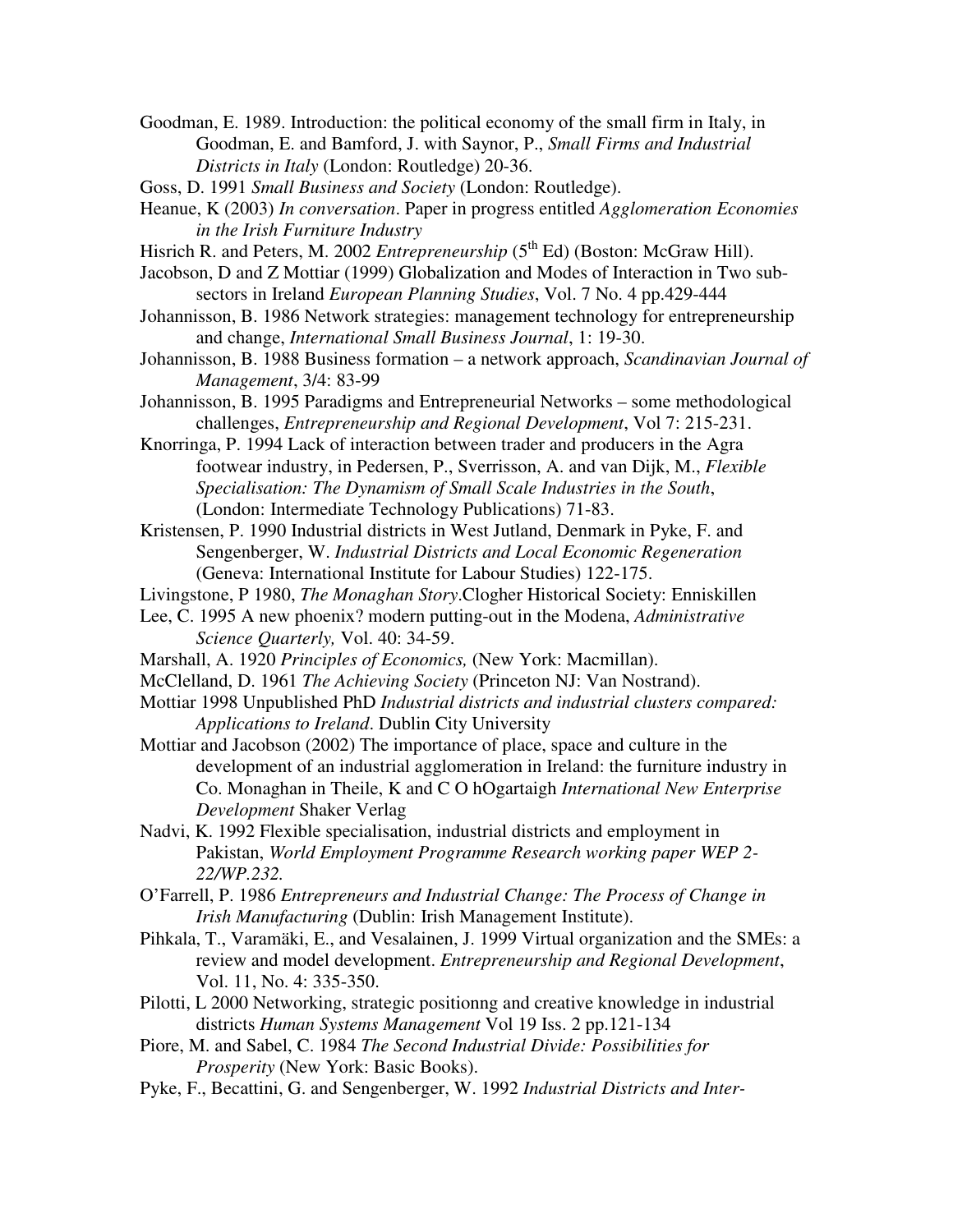Goodman, E. 1989. Introduction: the political economy of the small firm in Italy, in Goodman, E. and Bamford, J. with Saynor, P., *Small Firms and Industrial Districts in Italy* (London: Routledge) 20-36.

Goss, D. 1991 *Small Business and Society* (London: Routledge).

Heanue, K (2003) *In conversation*. Paper in progress entitled *Agglomeration Economies in the Irish Furniture Industry*

Hisrich R. and Peters, M. 2002 *Entrepreneurship* (5th Ed) (Boston: McGraw Hill).

Jacobson, D and Z Mottiar (1999) Globalization and Modes of Interaction in Two sub-sectors in Ireland *European Planning Studies*, Vol. 7 No. 4 pp.429-444

Johannisson, B. 1986 Network strategies: management technology for entrepreneurship and change, *International Small Business Journal*, 1: 19-30.

Johannisson, B. 1988 Business formation – a network approach, *Scandinavian Journal of Management*, 3/4: 83-99

Johannisson, B. 1995 Paradigms and Entrepreneurial Networks – some methodological challenges, *Entrepreneurship and Regional Development*, Vol 7: 215-231.

Knorringa, P. 1994 Lack of interaction between trader and producers in the Agra footwear industry, in Pedersen, P., Sverrisson, A. and van Dijk, M., *Flexible Specialisation: The Dynamism of Small Scale Industries in the South*, (London: Intermediate Technology Publications) 71-83.

Kristensen, P. 1990 Industrial districts in West Jutland, Denmark in Pyke, F. and Sengenberger, W. *Industrial Districts and Local Economic Regeneration* (Geneva: International Institute for Labour Studies) 122-175.

Livingstone, P 1980, *The Monaghan Story*.Clogher Historical Society: Enniskillen

Lee, C. 1995 A new phoenix? modern putting-out in the Modena, *Administrative Science Quarterly,* Vol. 40: 34-59.

Marshall, A. 1920 *Principles of Economics,* (New York: Macmillan).

McClelland, D. 1961 *The Achieving Society* (Princeton NJ: Van Nostrand).

Mottiar 1998 Unpublished PhD *Industrial districts and industrial clusters compared: Applications to Ireland*. Dublin City University

Mottiar and Jacobson (2002) The importance of place, space and culture in the development of an industrial agglomeration in Ireland: the furniture industry in Co. Monaghan in Theile, K and C O hOgartaigh *International New Enterprise Development* Shaker Verlag

Nadvi, K. 1992 Flexible specialisation, industrial districts and employment in Pakistan, *World Employment Programme Research working paper WEP 2-22/WP.232.*

O'Farrell, P. 1986 *Entrepreneurs and Industrial Change: The Process of Change in Irish Manufacturing* (Dublin: Irish Management Institute).

Pihkala, T., Varamäki, E., and Vesalainen, J. 1999 Virtual organization and the SMEs: a review and model development. *Entrepreneurship and Regional Development*, Vol. 11, No. 4: 335-350.

Pilotti, L 2000 Networking, strategic positionng and creative knowledge in industrial districts *Human Systems Management* Vol 19 Iss. 2 pp.121-134

Piore, M. and Sabel, C. 1984 *The Second Industrial Divide: Possibilities for Prosperity* (New York: Basic Books).

Pyke, F., Becattini, G. and Sengenberger, W. 1992 *Industrial Districts and Inter-*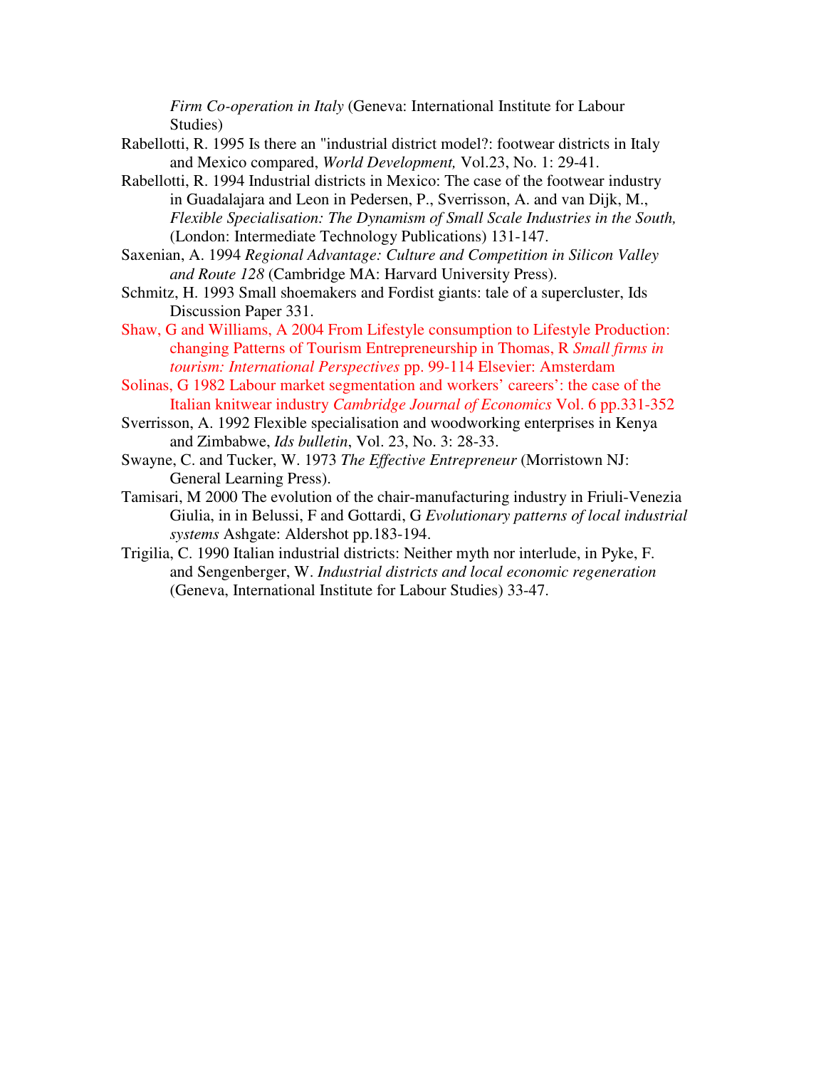*Firm Co-operation in Italy* (Geneva: International Institute for Labour Studies)

Rabellotti, R. 1995 Is there an "industrial district model?: footwear districts in Italy and Mexico compared, *World Development,* Vol.23, No. 1: 29-41.

Rabellotti, R. 1994 Industrial districts in Mexico: The case of the footwear industry in Guadalajara and Leon in Pedersen, P., Sverrisson, A. and van Dijk, M., *Flexible Specialisation: The Dynamism of Small Scale Industries in the South,* (London: Intermediate Technology Publications) 131-147.

Saxenian, A. 1994 *Regional Advantage: Culture and Competition in Silicon Valley and Route 128* (Cambridge MA: Harvard University Press).

Schmitz, H. 1993 Small shoemakers and Fordist giants: tale of a supercluster, Ids Discussion Paper 331.

Shaw, G and Williams, A 2004 From Lifestyle consumption to Lifestyle Production: changing Patterns of Tourism Entrepreneurship in Thomas, R *Small firms in tourism: International Perspectives* pp. 99-114 Elsevier: Amsterdam

Solinas, G 1982 Labour market segmentation and workers' careers': the case of the Italian knitwear industry *Cambridge Journal of Economics* Vol. 6 pp.331-352

Sverrisson, A. 1992 Flexible specialisation and woodworking enterprises in Kenya and Zimbabwe, *Ids bulletin*, Vol. 23, No. 3: 28-33.

Swayne, C. and Tucker, W. 1973 *The Effective Entrepreneur* (Morristown NJ: General Learning Press).

Tamisari, M 2000 The evolution of the chair-manufacturing industry in Friuli-Venezia Giulia, in in Belussi, F and Gottardi, G *Evolutionary patterns of local industrial systems* Ashgate: Aldershot pp.183-194.

Trigilia, C. 1990 Italian industrial districts: Neither myth nor interlude, in Pyke, F. and Sengenberger, W. *Industrial districts and local economic regeneration* (Geneva, International Institute for Labour Studies) 33-47.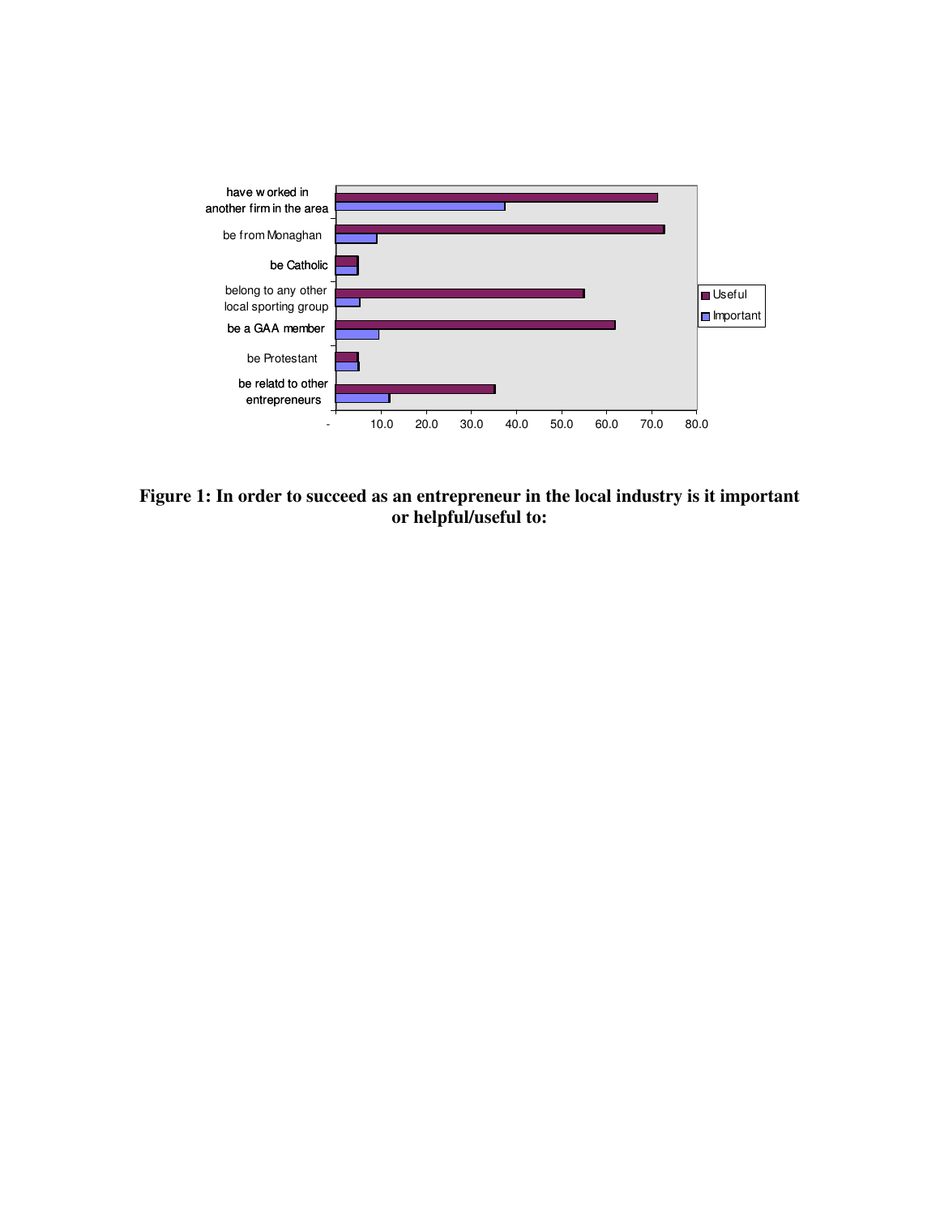**Figure 1: In order to succeed as an entrepreneur in the local industry is it important or helpful/useful to:**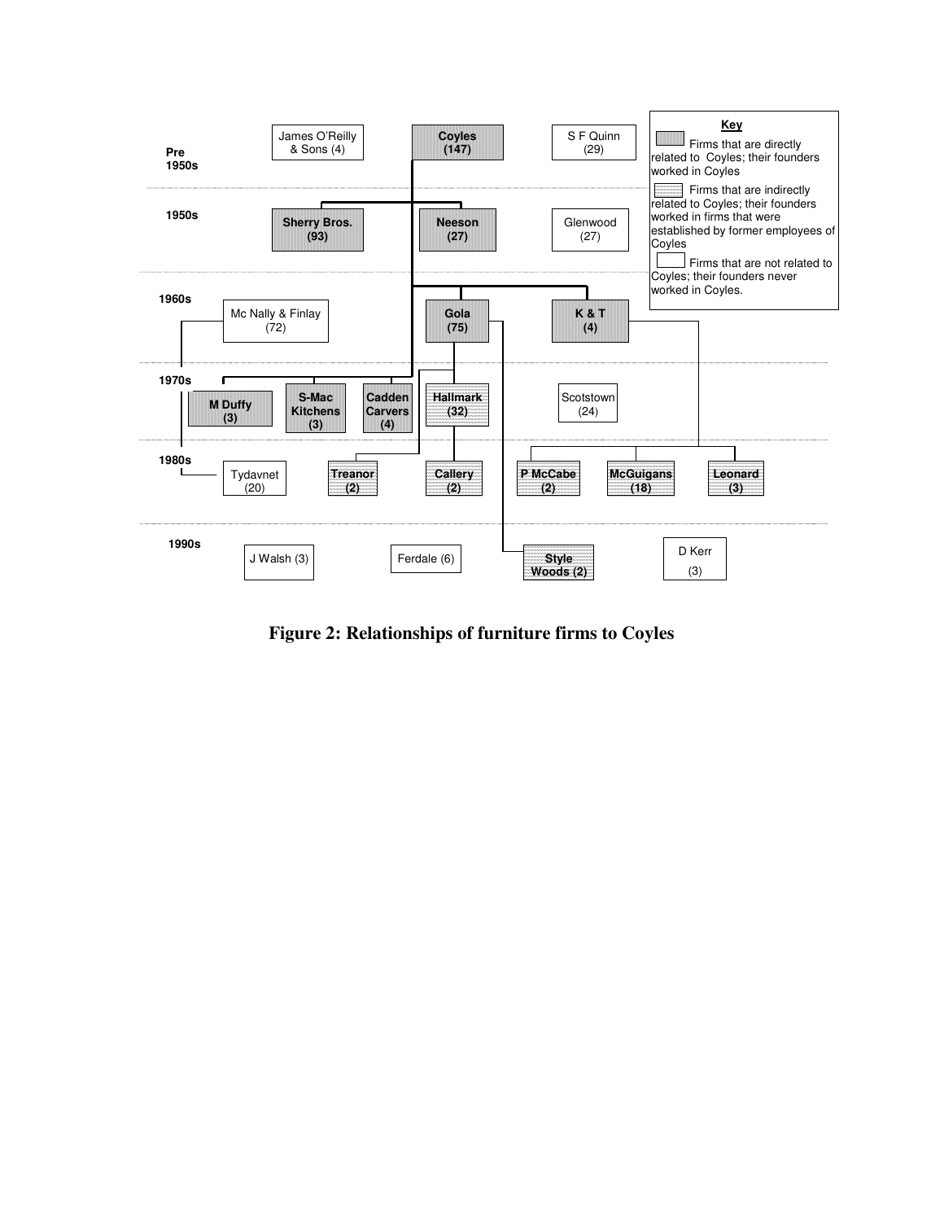Pre 1950s

1950s

1960s

1970s

1980s

1990s

James O'Reilly & Sons (4)

Coyles (147)

S F Quinn (29)

Sherry Bros. (93)

Neeson (27)

Glenwood (27)

Mc Nally & Finlay (72)

Gola (75)

K & T (4)

M Duffy (3)

S-Mac Kitchens (3)

Cadden Carvers (4)

Hallmark (32)

Scotstown (24)

Tydavnet (20)

Treanor (2)

Callery (2)

P McCabe (2)

McGuigans (18)

Leonard (3)

J Walsh (3)

Ferdale (6)

Style Woods (2)

D Kerr (3)

**Key**

Firms that are directly related to Coyles; their founders worked in Coyles

Firms that are indirectly related to Coyles; their founders worked in firms that were established by former employees of Coyles

Firms that are not related to Coyles; their founders never worked in Coyles.

**Figure 2: Relationships of furniture firms to Coyles**